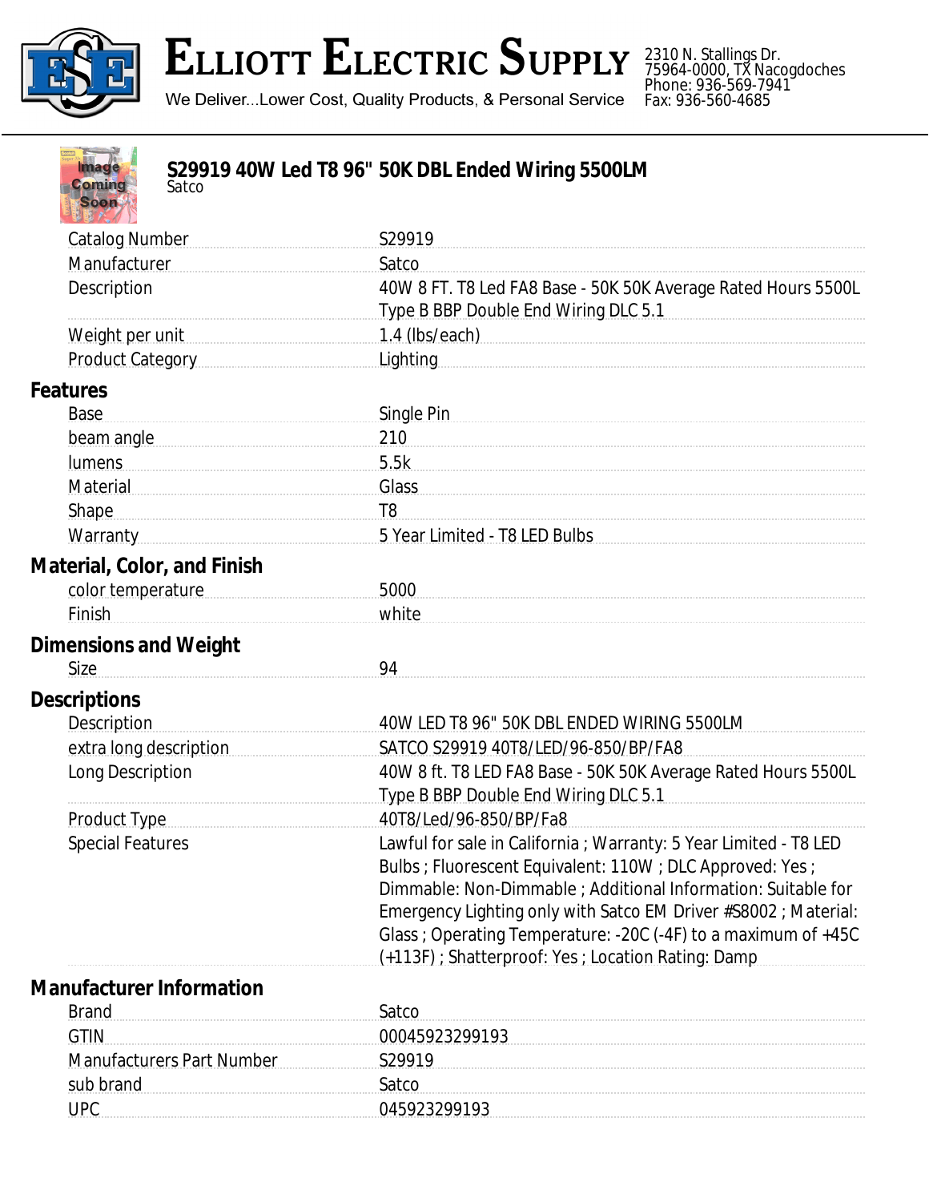# Elliott Electric Supply

We Deliver...Lower Cost, Quality Products, & Personal Service

2310 N. Stallings Dr.
75964-0000, TX Nacogdoches
Phone: 936-569-7941
Fax: 936-560-4685

## S29919 40W Led T8 96" 50K DBL Ended Wiring 5500LM

Satco

| | |
|---|---|
| Catalog Number | S29919 |
| Manufacturer | Satco |
| Description | 40W 8 FT. T8 Led FA8 Base - 50K 50K Average Rated Hours 5500L Type B BBP Double End Wiring DLC 5.1 |
| Weight per unit | 1.4 (lbs/each) |
| Product Category | Lighting |

### Features

| | |
|---|---|
| Base | Single Pin |
| beam angle | 210 |
| lumens | 5.5k |
| Material | Glass |
| Shape | T8 |
| Warranty | 5 Year Limited - T8 LED Bulbs |

### Material, Color, and Finish

| | |
|---|---|
| color temperature | 5000 |
| Finish | white |

### Dimensions and Weight

| | |
|---|---|
| Size | 94 |

### Descriptions

| | |
|---|---|
| Description | 40W LED T8 96" 50K DBL ENDED WIRING 5500LM |
| extra long description | SATCO S29919 40T8/LED/96-850/BP/FA8 |
| Long Description | 40W 8 ft. T8 LED FA8 Base - 50K 50K Average Rated Hours 5500L Type B BBP Double End Wiring DLC 5.1 |
| Product Type | 40T8/Led/96-850/BP/Fa8 |
| Special Features | Lawful for sale in California ; Warranty: 5 Year Limited - T8 LED Bulbs ; Fluorescent Equivalent: 110W ; DLC Approved: Yes ; Dimmable: Non-Dimmable ; Additional Information: Suitable for Emergency Lighting only with Satco EM Driver #S8002 ; Material: Glass ; Operating Temperature: -20C (-4F) to a maximum of +45C (+113F) ; Shatterproof: Yes ; Location Rating: Damp |

### Manufacturer Information

| | |
|---|---|
| Brand | Satco |
| GTIN | 00045923299193 |
| Manufacturers Part Number | S29919 |
| sub brand | Satco |
| UPC | 045923299193 |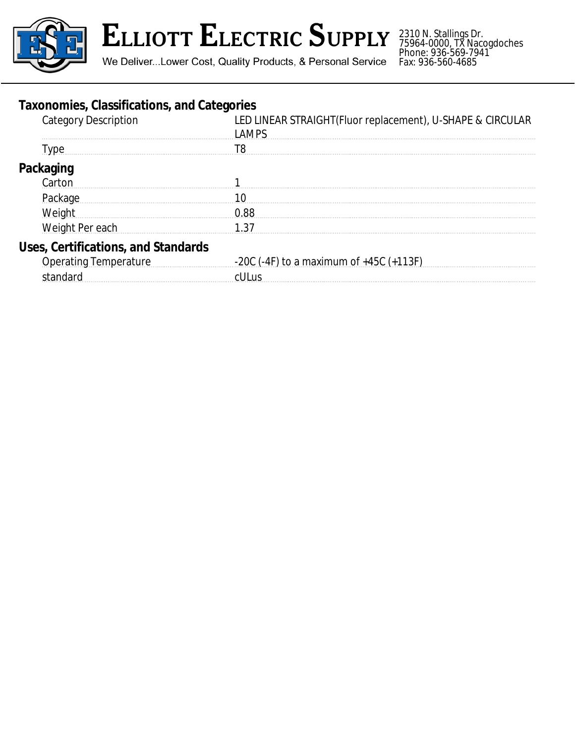## Taxonomies, Classifications, and Categories

| | |
|---|---|
| Category Description | LED LINEAR STRAIGHT(Fluor replacement), U-SHAPE & CIRCULAR LAMPS |
| Type | T8 |

## Packaging

| | |
|---|---|
| Carton | 1 |
| Package | 10 |
| Weight | 0.88 |
| Weight Per each | 1.37 |

## Uses, Certifications, and Standards

| | |
|---|---|
| Operating Temperature | -20C (-4F) to a maximum of +45C (+113F) |
| standard | cULus |